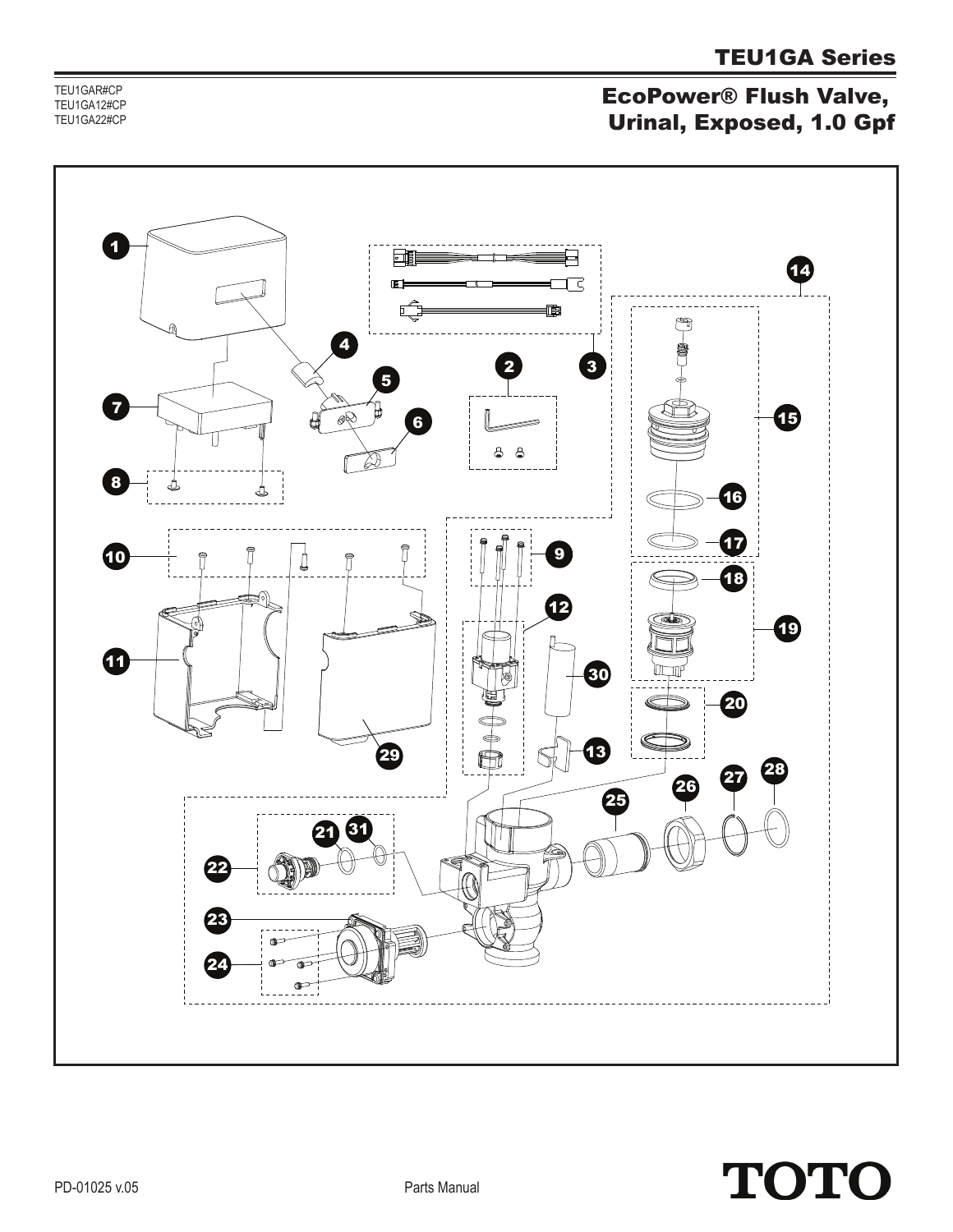# TEU1GA Series

TEU1GAR#CP
TEU1GA12#CP
TEU1GA22#CP

## EcoPower® Flush Valve, Urinal, Exposed, 1.0 Gpf

1 2 3 4 5 6 7 8 9 10 11 12 13 14 15 16 17 18 19 20 21 22 23 24 25 26 27 28 29 30 31

PD-01025 v.05

Parts Manual

TOTO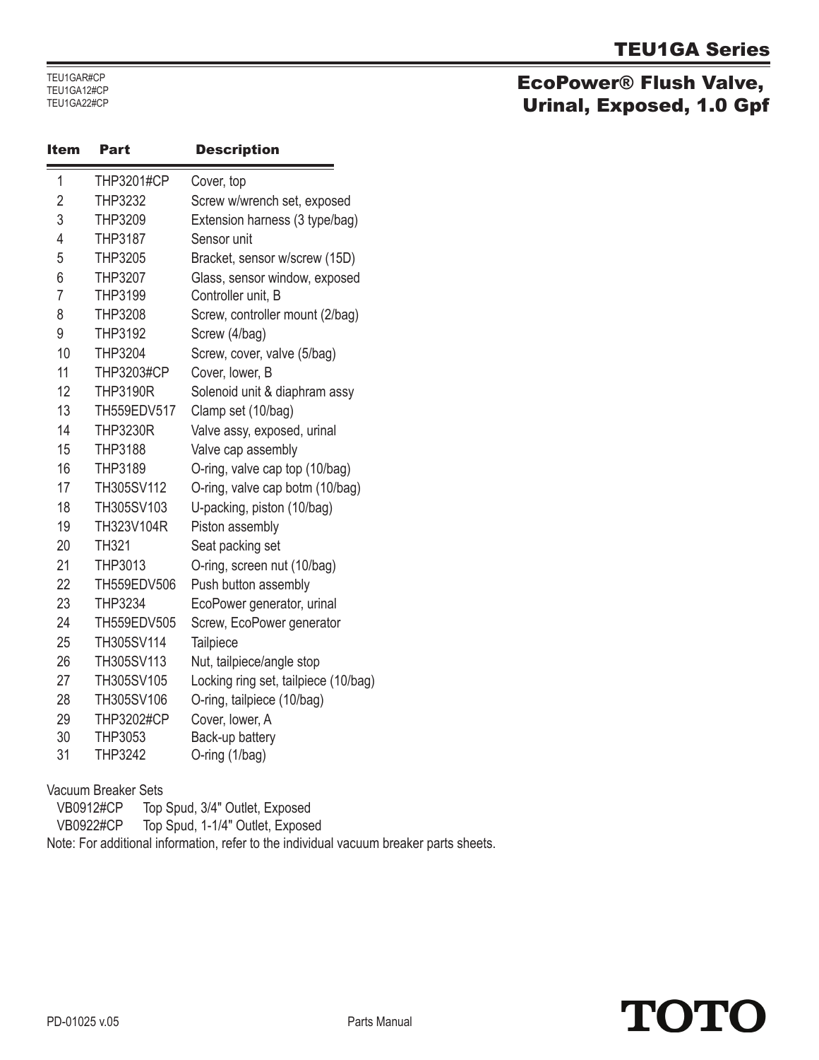# TEU1GA Series

TEU1GAR#CP
TEU1GA12#CP
TEU1GA22#CP

## EcoPower® Flush Valve, Urinal, Exposed, 1.0 Gpf

| Item | Part | Description |
|---|---|---|
| 1 | THP3201#CP | Cover, top |
| 2 | THP3232 | Screw w/wrench set, exposed |
| 3 | THP3209 | Extension harness (3 type/bag) |
| 4 | THP3187 | Sensor unit |
| 5 | THP3205 | Bracket, sensor w/screw (15D) |
| 6 | THP3207 | Glass, sensor window, exposed |
| 7 | THP3199 | Controller unit, B |
| 8 | THP3208 | Screw, controller mount (2/bag) |
| 9 | THP3192 | Screw (4/bag) |
| 10 | THP3204 | Screw, cover, valve (5/bag) |
| 11 | THP3203#CP | Cover, lower, B |
| 12 | THP3190R | Solenoid unit & diaphram assy |
| 13 | TH559EDV517 | Clamp set (10/bag) |
| 14 | THP3230R | Valve assy, exposed, urinal |
| 15 | THP3188 | Valve cap assembly |
| 16 | THP3189 | O-ring, valve cap top (10/bag) |
| 17 | TH305SV112 | O-ring, valve cap botm (10/bag) |
| 18 | TH305SV103 | U-packing, piston (10/bag) |
| 19 | TH323V104R | Piston assembly |
| 20 | TH321 | Seat packing set |
| 21 | THP3013 | O-ring, screen nut (10/bag) |
| 22 | TH559EDV506 | Push button assembly |
| 23 | THP3234 | EcoPower generator, urinal |
| 24 | TH559EDV505 | Screw, EcoPower generator |
| 25 | TH305SV114 | Tailpiece |
| 26 | TH305SV113 | Nut, tailpiece/angle stop |
| 27 | TH305SV105 | Locking ring set, tailpiece (10/bag) |
| 28 | TH305SV106 | O-ring, tailpiece (10/bag) |
| 29 | THP3202#CP | Cover, lower, A |
| 30 | THP3053 | Back-up battery |
| 31 | THP3242 | O-ring (1/bag) |

Vacuum Breaker Sets

VB0912#CP Top Spud, 3/4" Outlet, Exposed
VB0922#CP Top Spud, 1-1/4" Outlet, Exposed

Note: For additional information, refer to the individual vacuum breaker parts sheets.

PD-01025 v.05 Parts Manual

TOTO